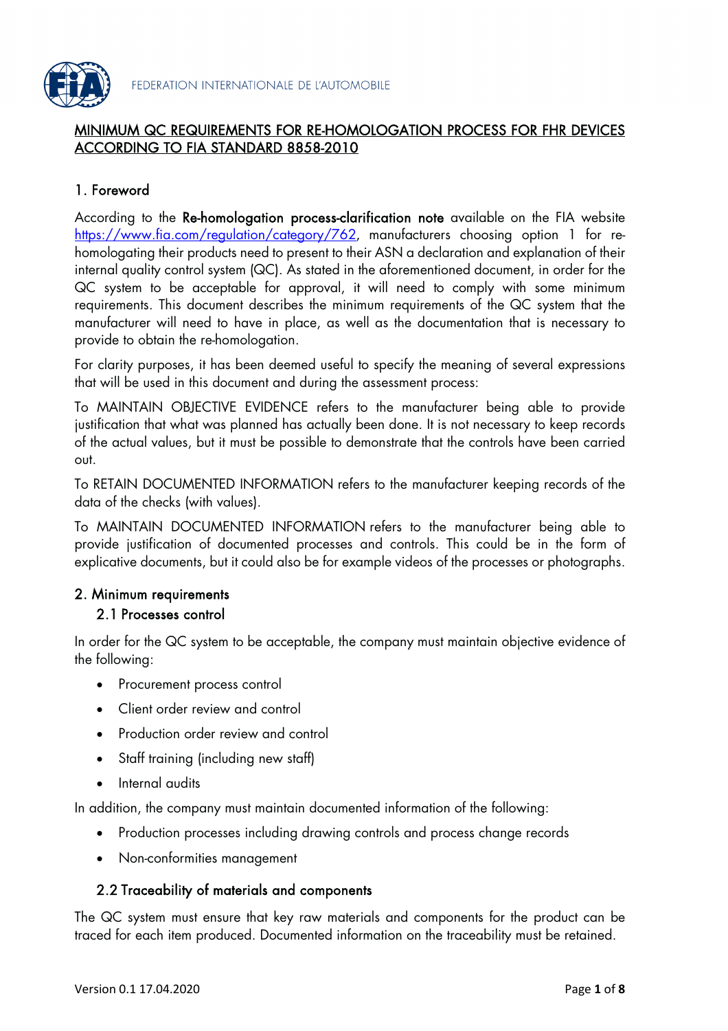# MINIMUM QC REQUIREMENTS FOR RE-HOMOLOGATION PROCESS FOR FHR DEVICES ACCORDING TO FIA STANDARD 8858-2010

## 1. Foreword

According to the **Re-homologation process-clarification note** available on the FIA website https://www.fia.com/regulation/category/762, manufacturers choosing option 1 for re-homologating their products need to present to their ASN a declaration and explanation of their internal quality control system (QC). As stated in the aforementioned document, in order for the QC system to be acceptable for approval, it will need to comply with some minimum requirements. This document describes the minimum requirements of the QC system that the manufacturer will need to have in place, as well as the documentation that is necessary to provide to obtain the re-homologation.

For clarity purposes, it has been deemed useful to specify the meaning of several expressions that will be used in this document and during the assessment process:

To MAINTAIN OBJECTIVE EVIDENCE refers to the manufacturer being able to provide justification that what was planned has actually been done. It is not necessary to keep records of the actual values, but it must be possible to demonstrate that the controls have been carried out.

To RETAIN DOCUMENTED INFORMATION refers to the manufacturer keeping records of the data of the checks (with values).

To MAINTAIN DOCUMENTED INFORMATION refers to the manufacturer being able to provide justification of documented processes and controls. This could be in the form of explicative documents, but it could also be for example videos of the processes or photographs.

## 2. Minimum requirements

### 2.1 Processes control

In order for the QC system to be acceptable, the company must maintain objective evidence of the following:

- Procurement process control
- Client order review and control
- Production order review and control
- Staff training (including new staff)
- Internal audits

In addition, the company must maintain documented information of the following:

- Production processes including drawing controls and process change records
- Non-conformities management

### 2.2 Traceability of materials and components

The QC system must ensure that key raw materials and components for the product can be traced for each item produced. Documented information on the traceability must be retained.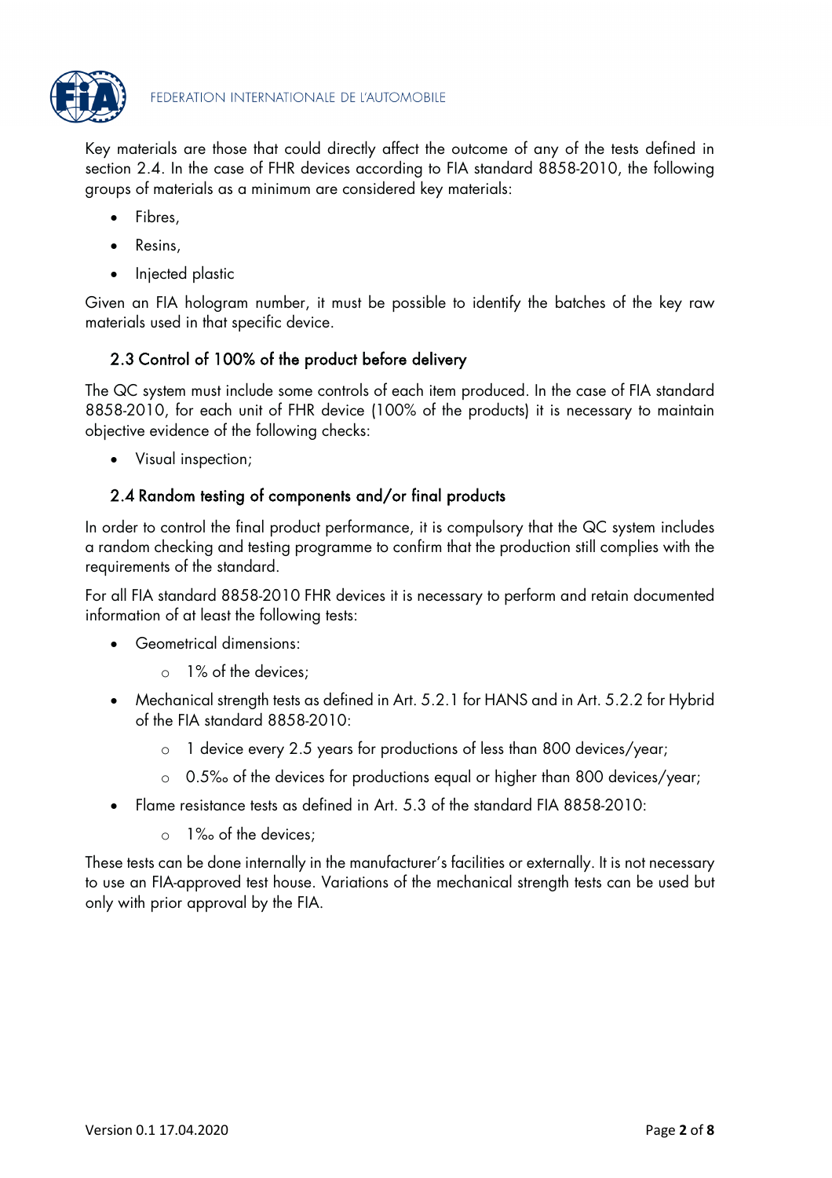Key materials are those that could directly affect the outcome of any of the tests defined in section 2.4. In the case of FHR devices according to FIA standard 8858-2010, the following groups of materials as a minimum are considered key materials:

- Fibres,
- Resins,
- Injected plastic

Given an FIA hologram number, it must be possible to identify the batches of the key raw materials used in that specific device.

## 2.3 Control of 100% of the product before delivery

The QC system must include some controls of each item produced. In the case of FIA standard 8858-2010, for each unit of FHR device (100% of the products) it is necessary to maintain objective evidence of the following checks:

- Visual inspection;

## 2.4 Random testing of components and/or final products

In order to control the final product performance, it is compulsory that the QC system includes a random checking and testing programme to confirm that the production still complies with the requirements of the standard.

For all FIA standard 8858-2010 FHR devices it is necessary to perform and retain documented information of at least the following tests:

- Geometrical dimensions:
  - 1% of the devices;
- Mechanical strength tests as defined in Art. 5.2.1 for HANS and in Art. 5.2.2 for Hybrid of the FIA standard 8858-2010:
  - 1 device every 2.5 years for productions of less than 800 devices/year;
  - 0.5‰ of the devices for productions equal or higher than 800 devices/year;
- Flame resistance tests as defined in Art. 5.3 of the standard FIA 8858-2010:
  - 1‰ of the devices;

These tests can be done internally in the manufacturer's facilities or externally. It is not necessary to use an FIA-approved test house. Variations of the mechanical strength tests can be used but only with prior approval by the FIA.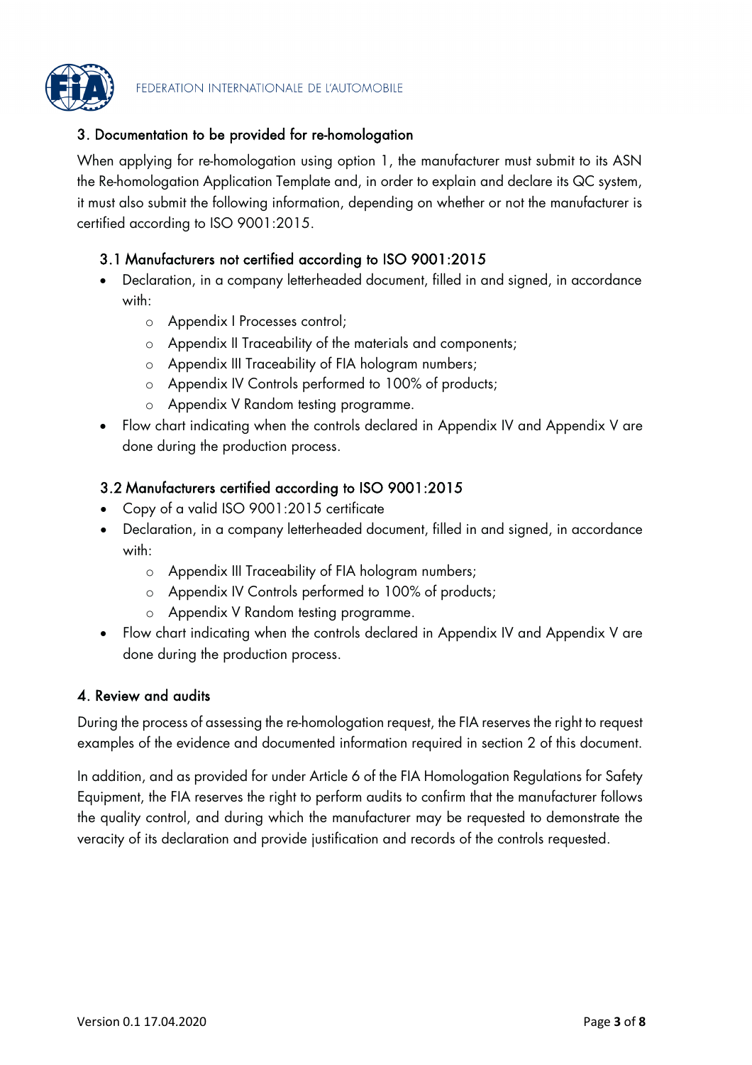## 3. Documentation to be provided for re-homologation

When applying for re-homologation using option 1, the manufacturer must submit to its ASN the Re-homologation Application Template and, in order to explain and declare its QC system, it must also submit the following information, depending on whether or not the manufacturer is certified according to ISO 9001:2015.

### 3.1 Manufacturers not certified according to ISO 9001:2015

- Declaration, in a company letterheaded document, filled in and signed, in accordance with:
  - Appendix I Processes control;
  - Appendix II Traceability of the materials and components;
  - Appendix III Traceability of FIA hologram numbers;
  - Appendix IV Controls performed to 100% of products;
  - Appendix V Random testing programme.
- Flow chart indicating when the controls declared in Appendix IV and Appendix V are done during the production process.

### 3.2 Manufacturers certified according to ISO 9001:2015

- Copy of a valid ISO 9001:2015 certificate
- Declaration, in a company letterheaded document, filled in and signed, in accordance with:
  - Appendix III Traceability of FIA hologram numbers;
  - Appendix IV Controls performed to 100% of products;
  - Appendix V Random testing programme.
- Flow chart indicating when the controls declared in Appendix IV and Appendix V are done during the production process.

## 4. Review and audits

During the process of assessing the re-homologation request, the FIA reserves the right to request examples of the evidence and documented information required in section 2 of this document.

In addition, and as provided for under Article 6 of the FIA Homologation Regulations for Safety Equipment, the FIA reserves the right to perform audits to confirm that the manufacturer follows the quality control, and during which the manufacturer may be requested to demonstrate the veracity of its declaration and provide justification and records of the controls requested.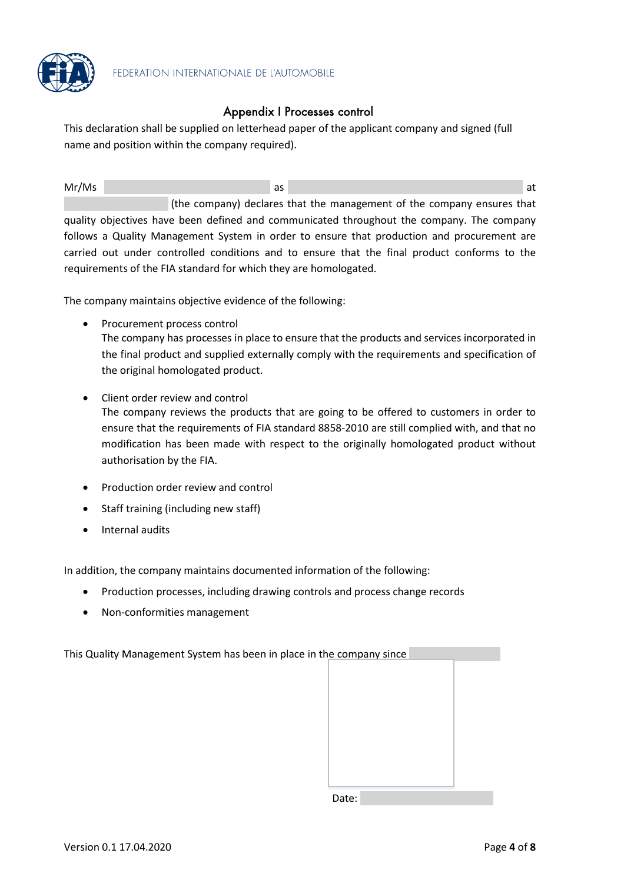## Appendix I Processes control

This declaration shall be supplied on letterhead paper of the applicant company and signed (full name and position within the company required).

Mr/Ms _______________ as _______________ at _______________ (the company) declares that the management of the company ensures that quality objectives have been defined and communicated throughout the company. The company follows a Quality Management System in order to ensure that production and procurement are carried out under controlled conditions and to ensure that the final product conforms to the requirements of the FIA standard for which they are homologated.

The company maintains objective evidence of the following:

- Procurement process control
  The company has processes in place to ensure that the products and services incorporated in the final product and supplied externally comply with the requirements and specification of the original homologated product.

- Client order review and control
  The company reviews the products that are going to be offered to customers in order to ensure that the requirements of FIA standard 8858-2010 are still complied with, and that no modification has been made with respect to the originally homologated product without authorisation by the FIA.

- Production order review and control

- Staff training (including new staff)

- Internal audits

In addition, the company maintains documented information of the following:

- Production processes, including drawing controls and process change records

- Non-conformities management

This Quality Management System has been in place in the company since _______________

Date: _______________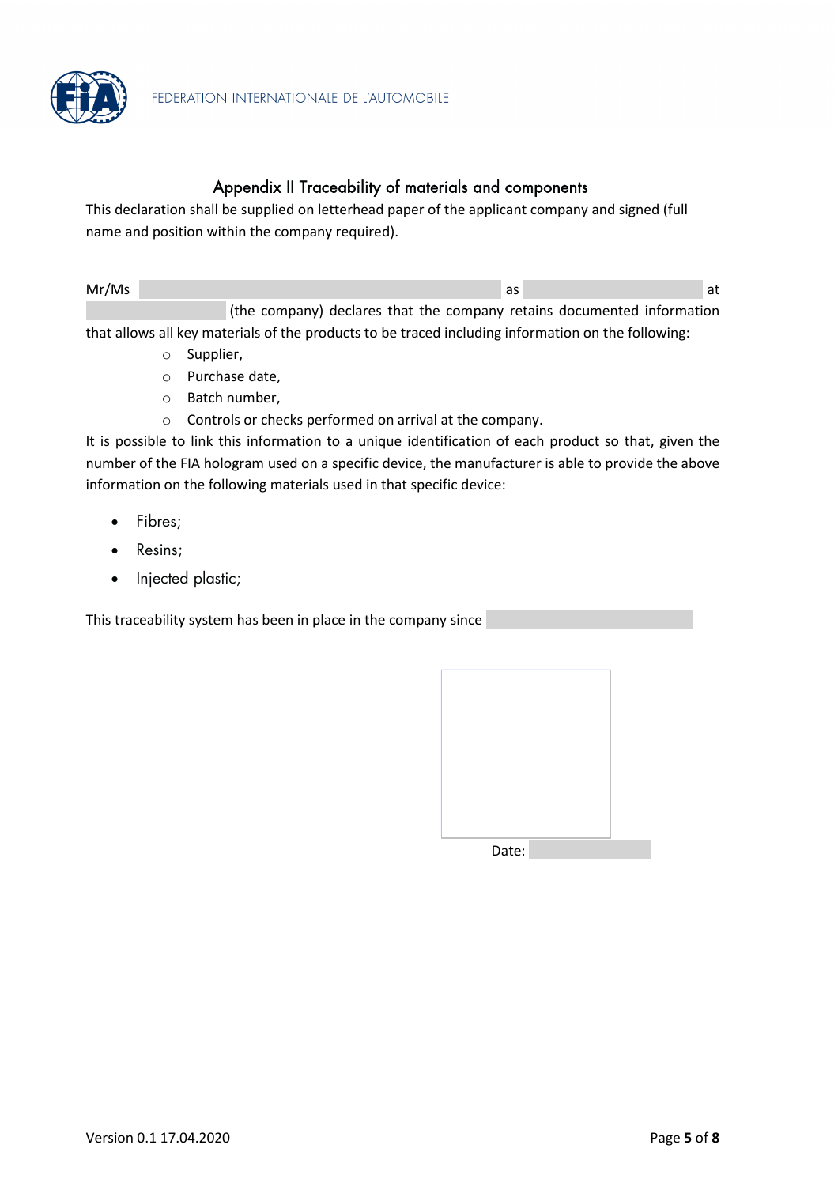## Appendix II Traceability of materials and components

This declaration shall be supplied on letterhead paper of the applicant company and signed (full name and position within the company required).

Mr/Ms \_\_\_\_\_\_\_\_\_\_\_\_\_\_\_\_\_\_\_\_ as \_\_\_\_\_\_\_\_\_\_\_\_ at \_\_\_\_\_\_\_\_\_\_ (the company) declares that the company retains documented information that allows all key materials of the products to be traced including information on the following:

- Supplier,
- Purchase date,
- Batch number,
- Controls or checks performed on arrival at the company.

It is possible to link this information to a unique identification of each product so that, given the number of the FIA hologram used on a specific device, the manufacturer is able to provide the above information on the following materials used in that specific device:

- Fibres;
- Resins;
- Injected plastic;

This traceability system has been in place in the company since \_\_\_\_\_\_\_\_\_\_\_\_

Date: \_\_\_\_\_\_\_\_\_\_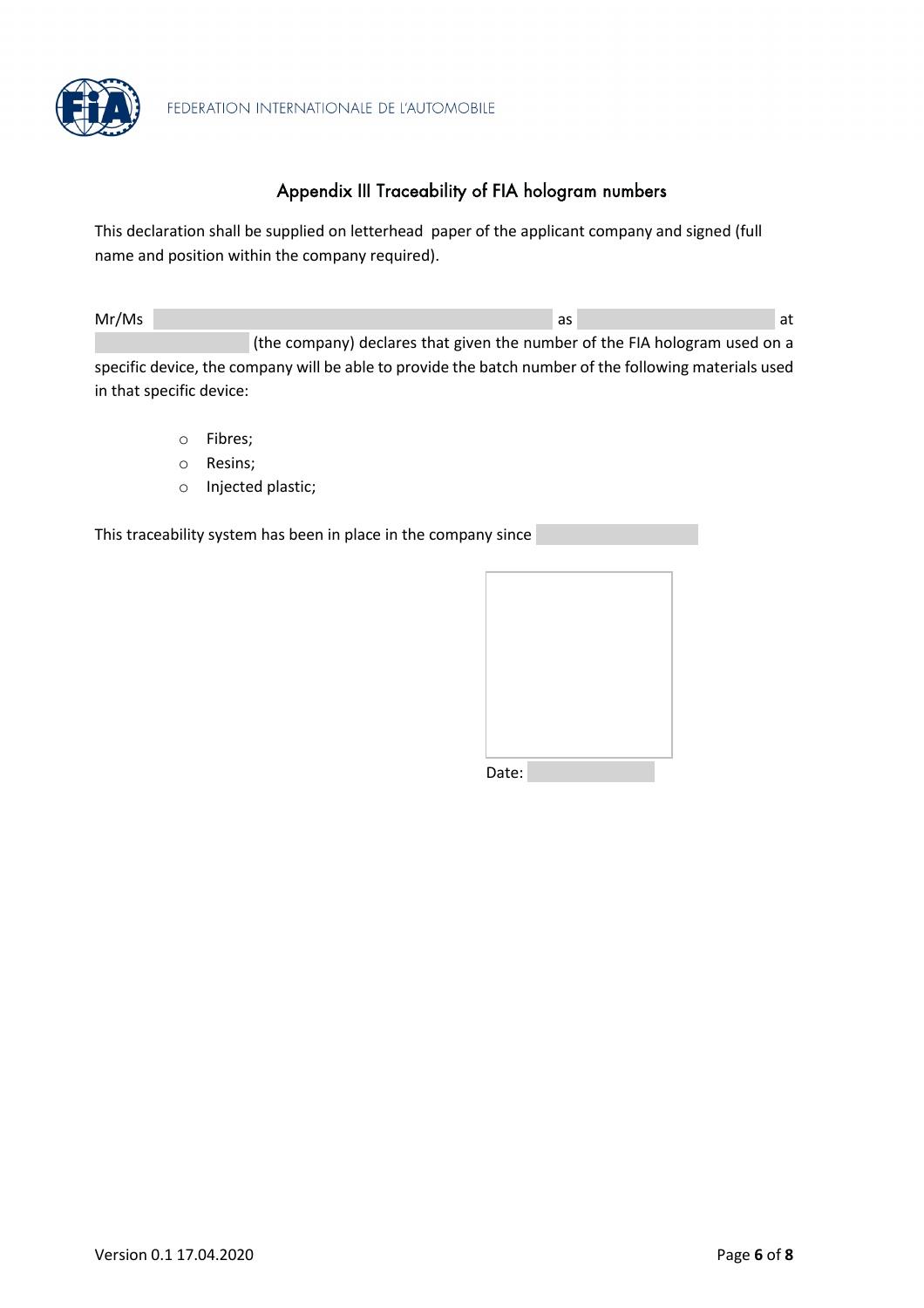## Appendix III Traceability of FIA hologram numbers

This declaration shall be supplied on letterhead paper of the applicant company and signed (full name and position within the company required).

Mr/Ms \_\_\_\_\_\_\_\_\_\_\_\_\_\_\_\_\_\_\_\_ as \_\_\_\_\_\_\_\_\_\_\_\_\_\_\_\_ at \_\_\_\_\_\_\_\_\_\_\_\_ (the company) declares that given the number of the FIA hologram used on a specific device, the company will be able to provide the batch number of the following materials used in that specific device:

- Fibres;
- Resins;
- Injected plastic;

This traceability system has been in place in the company since \_\_\_\_\_\_\_\_\_\_\_\_

Date: \_\_\_\_\_\_\_\_\_\_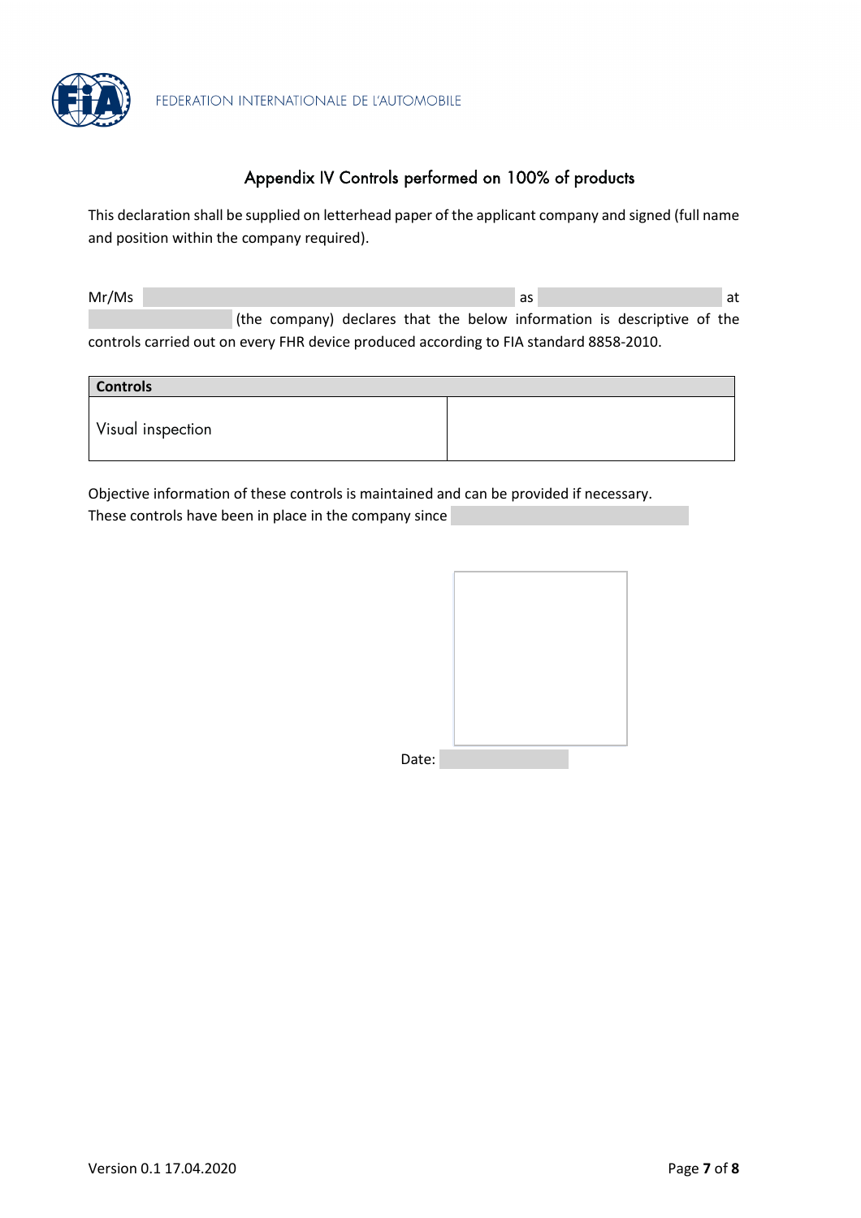## Appendix IV Controls performed on 100% of products

This declaration shall be supplied on letterhead paper of the applicant company and signed (full name and position within the company required).

Mr/Ms \_\_\_\_\_\_\_\_\_\_\_\_\_\_\_\_\_\_\_\_ as \_\_\_\_\_\_\_\_\_\_\_\_\_\_\_\_\_\_\_\_ at \_\_\_\_\_\_\_\_\_\_\_\_\_\_\_\_\_\_\_\_ (the company) declares that the below information is descriptive of the controls carried out on every FHR device produced according to FIA standard 8858-2010.

| Controls | |
|---|---|
| Visual inspection | |

Objective information of these controls is maintained and can be provided if necessary.
These controls have been in place in the company since \_\_\_\_\_\_\_\_\_\_\_\_\_\_\_\_\_\_\_\_

Date: \_\_\_\_\_\_\_\_\_\_\_\_\_\_\_\_\_\_\_\_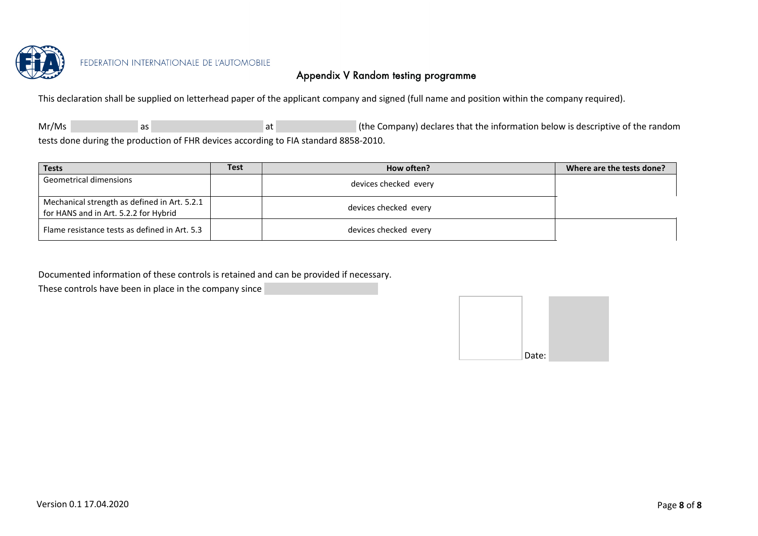FEDERATION INTERNATIONALE DE L'AUTOMOBILE

# Appendix V Random testing programme

This declaration shall be supplied on letterhead paper of the applicant company and signed (full name and position within the company required).

Mr/Ms as at (the Company) declares that the information below is descriptive of the random tests done during the production of FHR devices according to FIA standard 8858-2010.

| Tests | Test | How often? | Where are the tests done? |
|---|---|---|---|
| Geometrical dimensions | | devices checked every | |
| Mechanical strength as defined in Art. 5.2.1 for HANS and in Art. 5.2.2 for Hybrid | | devices checked every | |
| Flame resistance tests as defined in Art. 5.3 | | devices checked every | |

Documented information of these controls is retained and can be provided if necessary.

These controls have been in place in the company since

Date:

Version 0.1 17.04.2020